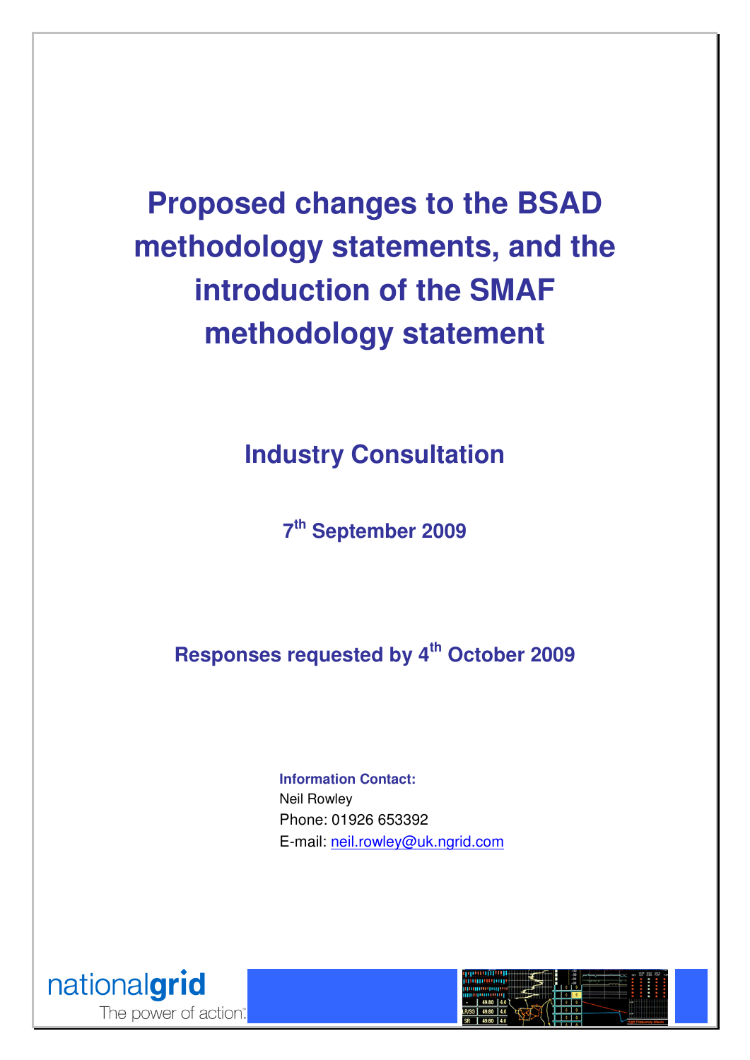# Proposed changes to the BSAD methodology statements, and the introduction of the SMAF methodology statement

## Industry Consultation

**7th September 2009**

**Responses requested by 4th October 2009**

**Information Contact:**
Neil Rowley
Phone: 01926 653392
E-mail: neil.rowley@uk.ngrid.com

nationalgrid
The power of action.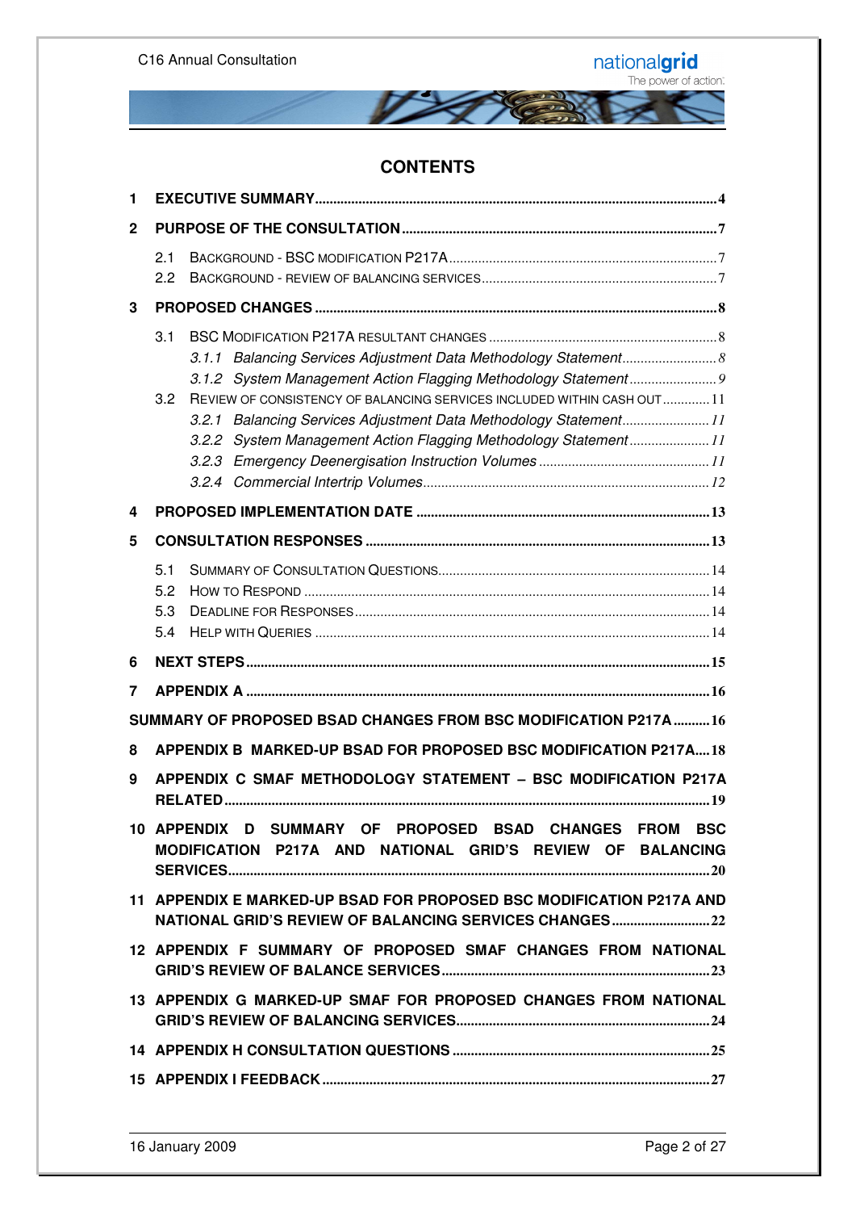# CONTENTS

**1 EXECUTIVE SUMMARY** ..... **4**

**2 PURPOSE OF THE CONSULTATION** ..... **7**

- 2.1 BACKGROUND - BSC MODIFICATION P217A ..... 7
- 2.2 BACKGROUND - REVIEW OF BALANCING SERVICES ..... 7

**3 PROPOSED CHANGES** ..... **8**

- 3.1 BSC MODIFICATION P217A RESULTANT CHANGES ..... 8
  - *3.1.1 Balancing Services Adjustment Data Methodology Statement* ..... *8*
  - *3.1.2 System Management Action Flagging Methodology Statement* ..... *9*
- 3.2 REVIEW OF CONSISTENCY OF BALANCING SERVICES INCLUDED WITHIN CASH OUT ..... 11
  - *3.2.1 Balancing Services Adjustment Data Methodology Statement* ..... *11*
  - *3.2.2 System Management Action Flagging Methodology Statement* ..... *11*
  - *3.2.3 Emergency Deenergisation Instruction Volumes* ..... *11*
  - *3.2.4 Commercial Intertrip Volumes* ..... *12*

**4 PROPOSED IMPLEMENTATION DATE** ..... **13**

**5 CONSULTATION RESPONSES** ..... **13**

- 5.1 SUMMARY OF CONSULTATION QUESTIONS ..... 14
- 5.2 HOW TO RESPOND ..... 14
- 5.3 DEADLINE FOR RESPONSES ..... 14
- 5.4 HELP WITH QUERIES ..... 14

**6 NEXT STEPS** ..... **15**

**7 APPENDIX A** ..... **16**

**SUMMARY OF PROPOSED BSAD CHANGES FROM BSC MODIFICATION P217A** ..... **16**

**8 APPENDIX B MARKED-UP BSAD FOR PROPOSED BSC MODIFICATION P217A** ..... **18**

**9 APPENDIX C SMAF METHODOLOGY STATEMENT – BSC MODIFICATION P217A RELATED** ..... **19**

**10 APPENDIX D SUMMARY OF PROPOSED BSAD CHANGES FROM BSC MODIFICATION P217A AND NATIONAL GRID'S REVIEW OF BALANCING SERVICES** ..... **20**

**11 APPENDIX E MARKED-UP BSAD FOR PROPOSED BSC MODIFICATION P217A AND NATIONAL GRID'S REVIEW OF BALANCING SERVICES CHANGES** ..... **22**

**12 APPENDIX F SUMMARY OF PROPOSED SMAF CHANGES FROM NATIONAL GRID'S REVIEW OF BALANCE SERVICES** ..... **23**

**13 APPENDIX G MARKED-UP SMAF FOR PROPOSED CHANGES FROM NATIONAL GRID'S REVIEW OF BALANCING SERVICES** ..... **24**

**14 APPENDIX H CONSULTATION QUESTIONS** ..... **25**

**15 APPENDIX I FEEDBACK** ..... **27**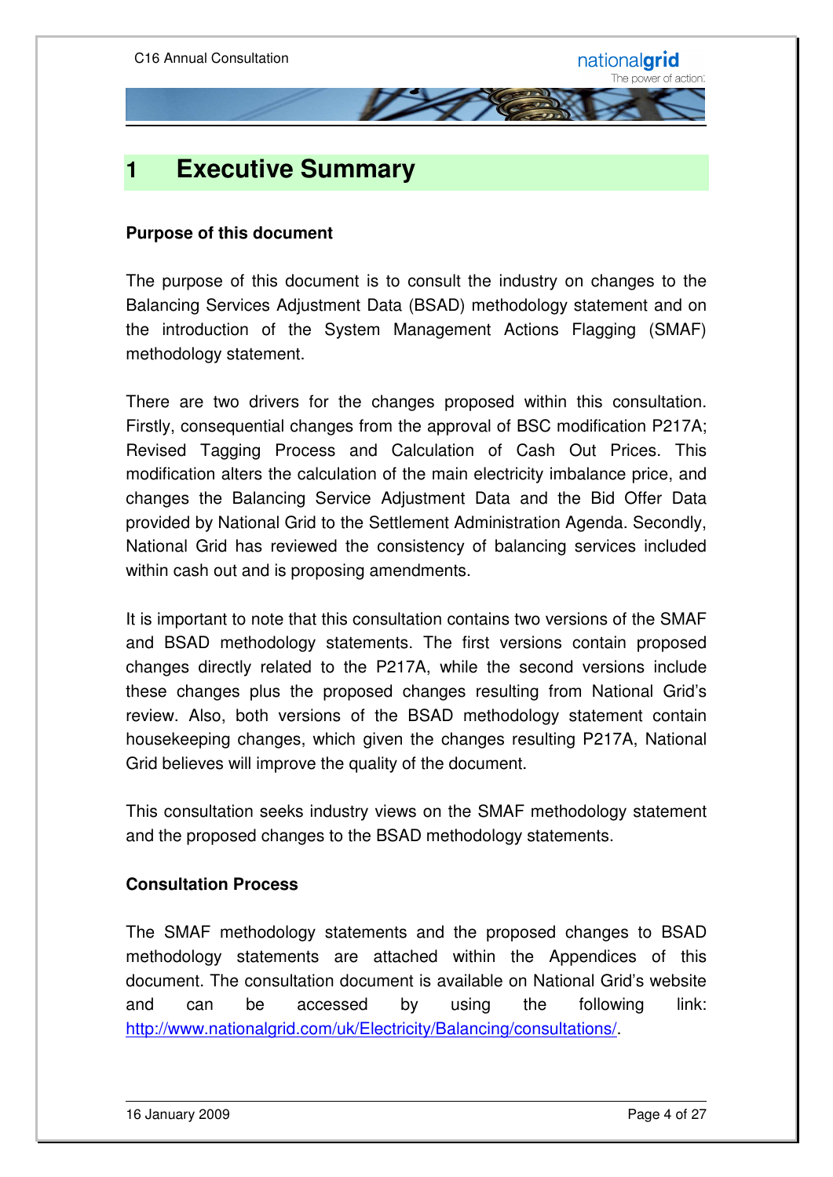# 1 Executive Summary

**Purpose of this document**

The purpose of this document is to consult the industry on changes to the Balancing Services Adjustment Data (BSAD) methodology statement and on the introduction of the System Management Actions Flagging (SMAF) methodology statement.

There are two drivers for the changes proposed within this consultation. Firstly, consequential changes from the approval of BSC modification P217A; Revised Tagging Process and Calculation of Cash Out Prices. This modification alters the calculation of the main electricity imbalance price, and changes the Balancing Service Adjustment Data and the Bid Offer Data provided by National Grid to the Settlement Administration Agenda. Secondly, National Grid has reviewed the consistency of balancing services included within cash out and is proposing amendments.

It is important to note that this consultation contains two versions of the SMAF and BSAD methodology statements. The first versions contain proposed changes directly related to the P217A, while the second versions include these changes plus the proposed changes resulting from National Grid's review. Also, both versions of the BSAD methodology statement contain housekeeping changes, which given the changes resulting P217A, National Grid believes will improve the quality of the document.

This consultation seeks industry views on the SMAF methodology statement and the proposed changes to the BSAD methodology statements.

**Consultation Process**

The SMAF methodology statements and the proposed changes to BSAD methodology statements are attached within the Appendices of this document. The consultation document is available on National Grid's website and can be accessed by using the following link: http://www.nationalgrid.com/uk/Electricity/Balancing/consultations/.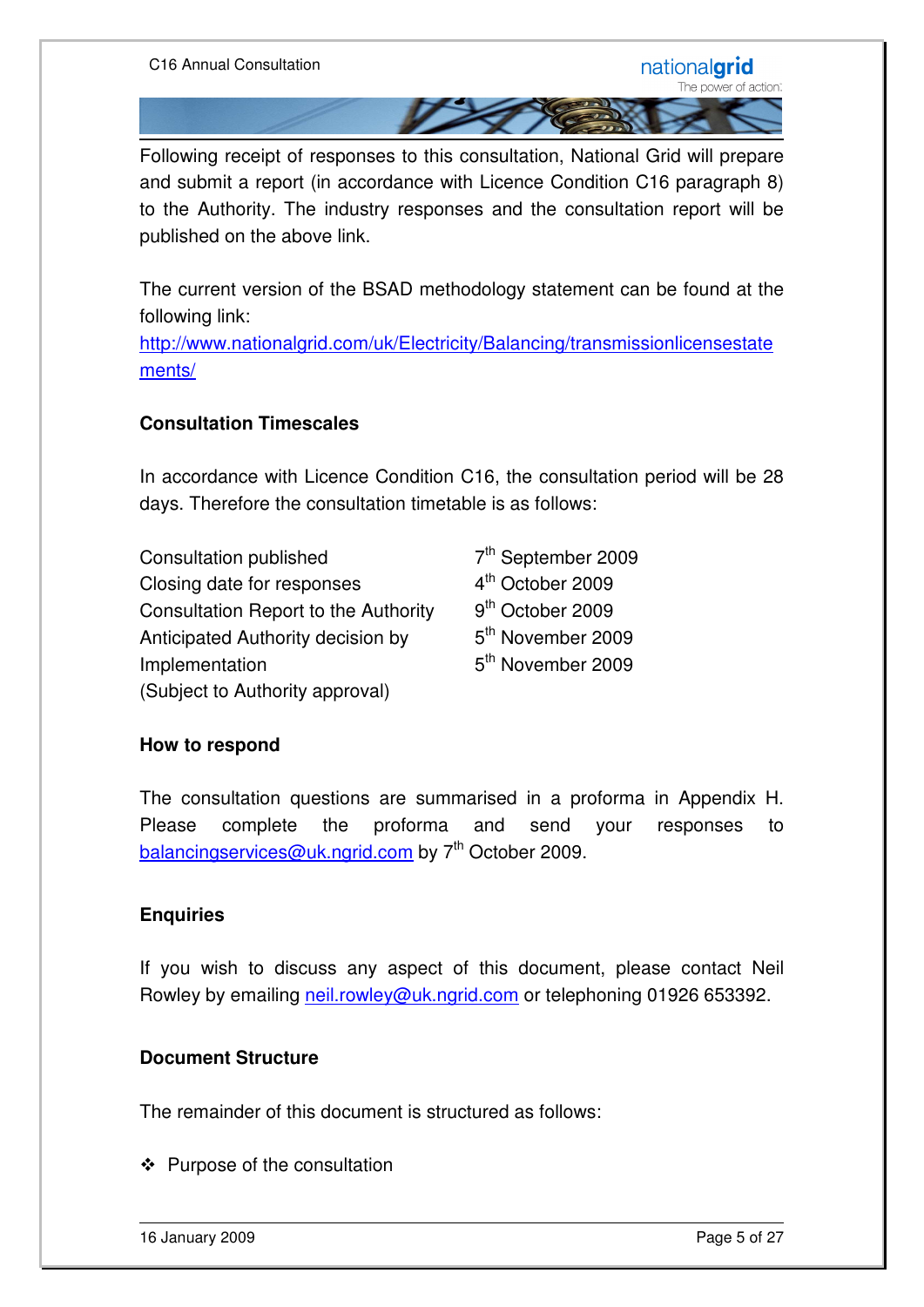Following receipt of responses to this consultation, National Grid will prepare and submit a report (in accordance with Licence Condition C16 paragraph 8) to the Authority. The industry responses and the consultation report will be published on the above link.

The current version of the BSAD methodology statement can be found at the following link:
[http://www.nationalgrid.com/uk/Electricity/Balancing/transmissionlicensestatements/](http://www.nationalgrid.com/uk/Electricity/Balancing/transmissionlicensestatements/)

### Consultation Timescales

In accordance with Licence Condition C16, the consultation period will be 28 days. Therefore the consultation timetable is as follows:

| | |
|---|---|
| Consultation published | 7th September 2009 |
| Closing date for responses | 4th October 2009 |
| Consultation Report to the Authority | 9th October 2009 |
| Anticipated Authority decision by | 5th November 2009 |
| Implementation (Subject to Authority approval) | 5th November 2009 |

### How to respond

The consultation questions are summarised in a proforma in Appendix H. Please complete the proforma and send your responses to [balancingservices@uk.ngrid.com](mailto:balancingservices@uk.ngrid.com) by 7th October 2009.

### Enquiries

If you wish to discuss any aspect of this document, please contact Neil Rowley by emailing [neil.rowley@uk.ngrid.com](mailto:neil.rowley@uk.ngrid.com) or telephoning 01926 653392.

### Document Structure

The remainder of this document is structured as follows:

- Purpose of the consultation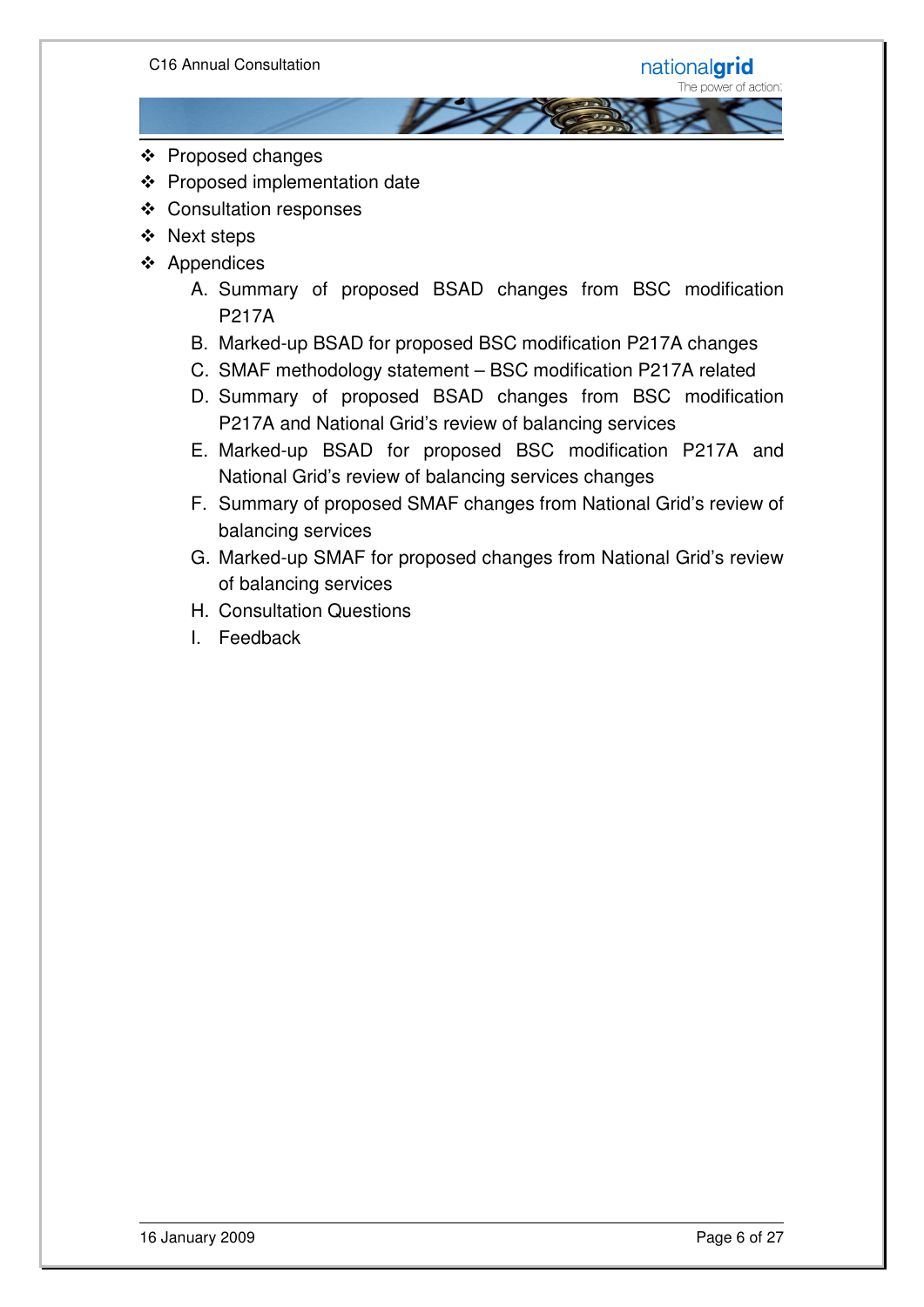- Proposed changes
- Proposed implementation date
- Consultation responses
- Next steps
- Appendices
    - A. Summary of proposed BSAD changes from BSC modification P217A
    - B. Marked-up BSAD for proposed BSC modification P217A changes
    - C. SMAF methodology statement – BSC modification P217A related
    - D. Summary of proposed BSAD changes from BSC modification P217A and National Grid's review of balancing services
    - E. Marked-up BSAD for proposed BSC modification P217A and National Grid's review of balancing services changes
    - F. Summary of proposed SMAF changes from National Grid's review of balancing services
    - G. Marked-up SMAF for proposed changes from National Grid's review of balancing services
    - H. Consultation Questions
    - I. Feedback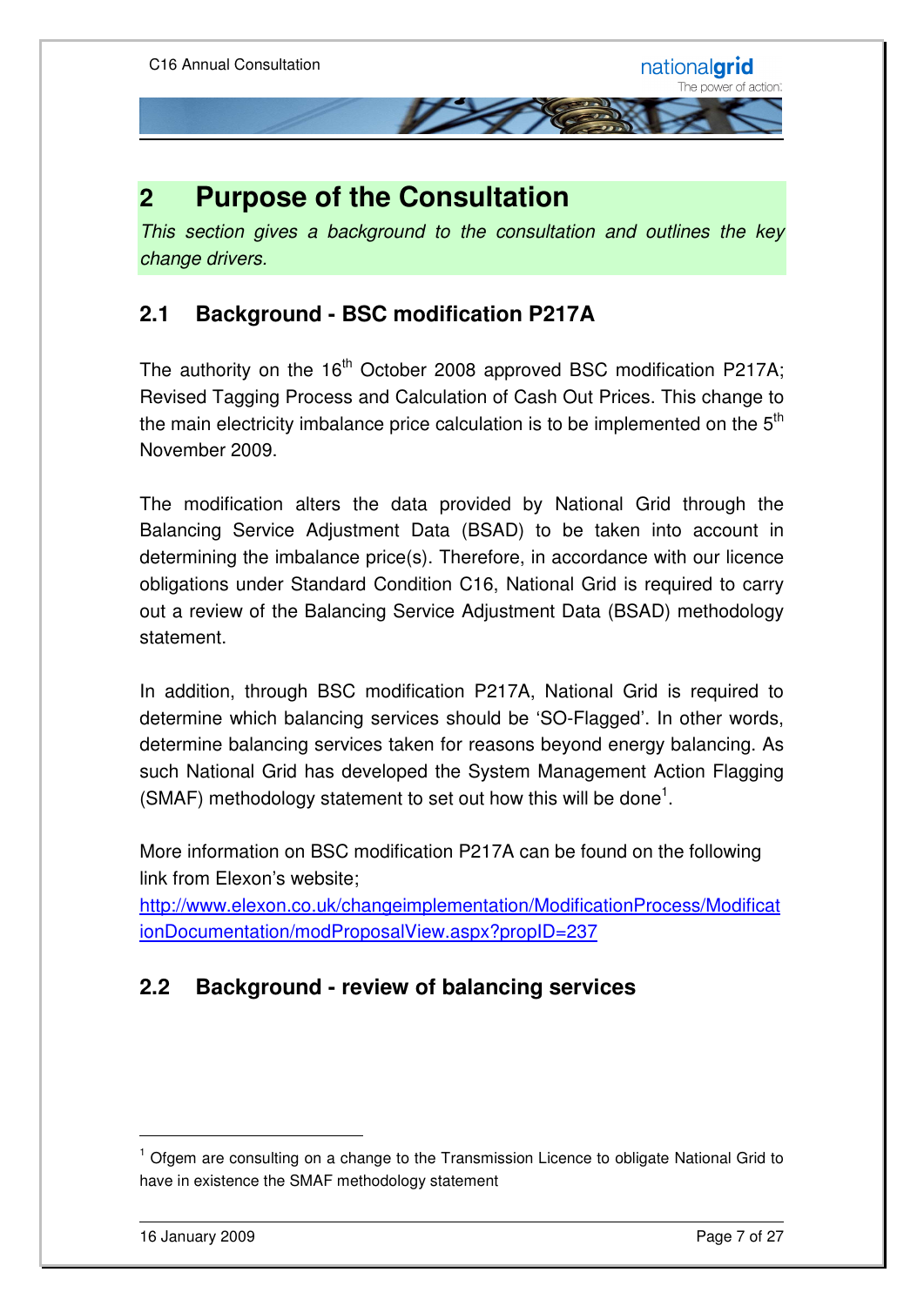# 2 Purpose of the Consultation

*This section gives a background to the consultation and outlines the key change drivers.*

## 2.1 Background - BSC modification P217A

The authority on the 16th October 2008 approved BSC modification P217A; Revised Tagging Process and Calculation of Cash Out Prices. This change to the main electricity imbalance price calculation is to be implemented on the 5th November 2009.

The modification alters the data provided by National Grid through the Balancing Service Adjustment Data (BSAD) to be taken into account in determining the imbalance price(s). Therefore, in accordance with our licence obligations under Standard Condition C16, National Grid is required to carry out a review of the Balancing Service Adjustment Data (BSAD) methodology statement.

In addition, through BSC modification P217A, National Grid is required to determine which balancing services should be 'SO-Flagged'. In other words, determine balancing services taken for reasons beyond energy balancing. As such National Grid has developed the System Management Action Flagging (SMAF) methodology statement to set out how this will be done[1].

More information on BSC modification P217A can be found on the following link from Elexon's website;
[http://www.elexon.co.uk/changeimplementation/ModificationProcess/ModificationDocumentation/modProposalView.aspx?propID=237](http://www.elexon.co.uk/changeimplementation/ModificationProcess/ModificationDocumentation/modProposalView.aspx?propID=237)

## 2.2 Background - review of balancing services

---

[1] Ofgem are consulting on a change to the Transmission Licence to obligate National Grid to have in existence the SMAF methodology statement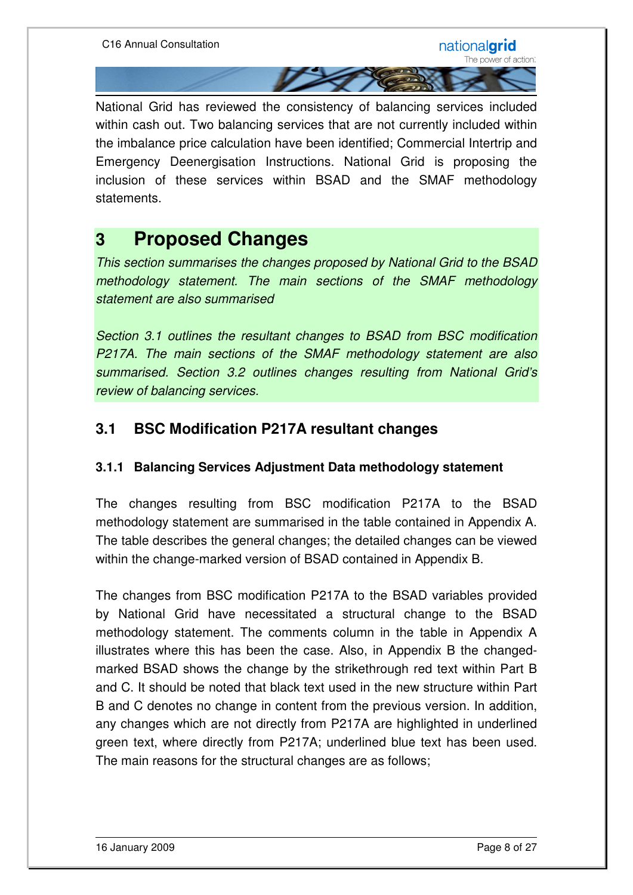National Grid has reviewed the consistency of balancing services included within cash out. Two balancing services that are not currently included within the imbalance price calculation have been identified; Commercial Intertrip and Emergency Deenergisation Instructions. National Grid is proposing the inclusion of these services within BSAD and the SMAF methodology statements.

# 3 Proposed Changes

*This section summarises the changes proposed by National Grid to the BSAD methodology statement. The main sections of the SMAF methodology statement are also summarised*

*Section 3.1 outlines the resultant changes to BSAD from BSC modification P217A. The main sections of the SMAF methodology statement are also summarised. Section 3.2 outlines changes resulting from National Grid's review of balancing services.*

## 3.1 BSC Modification P217A resultant changes

### 3.1.1 Balancing Services Adjustment Data methodology statement

The changes resulting from BSC modification P217A to the BSAD methodology statement are summarised in the table contained in Appendix A. The table describes the general changes; the detailed changes can be viewed within the change-marked version of BSAD contained in Appendix B.

The changes from BSC modification P217A to the BSAD variables provided by National Grid have necessitated a structural change to the BSAD methodology statement. The comments column in the table in Appendix A illustrates where this has been the case. Also, in Appendix B the changed-marked BSAD shows the change by the strikethrough red text within Part B and C. It should be noted that black text used in the new structure within Part B and C denotes no change in content from the previous version. In addition, any changes which are not directly from P217A are highlighted in underlined green text, where directly from P217A; underlined blue text has been used. The main reasons for the structural changes are as follows;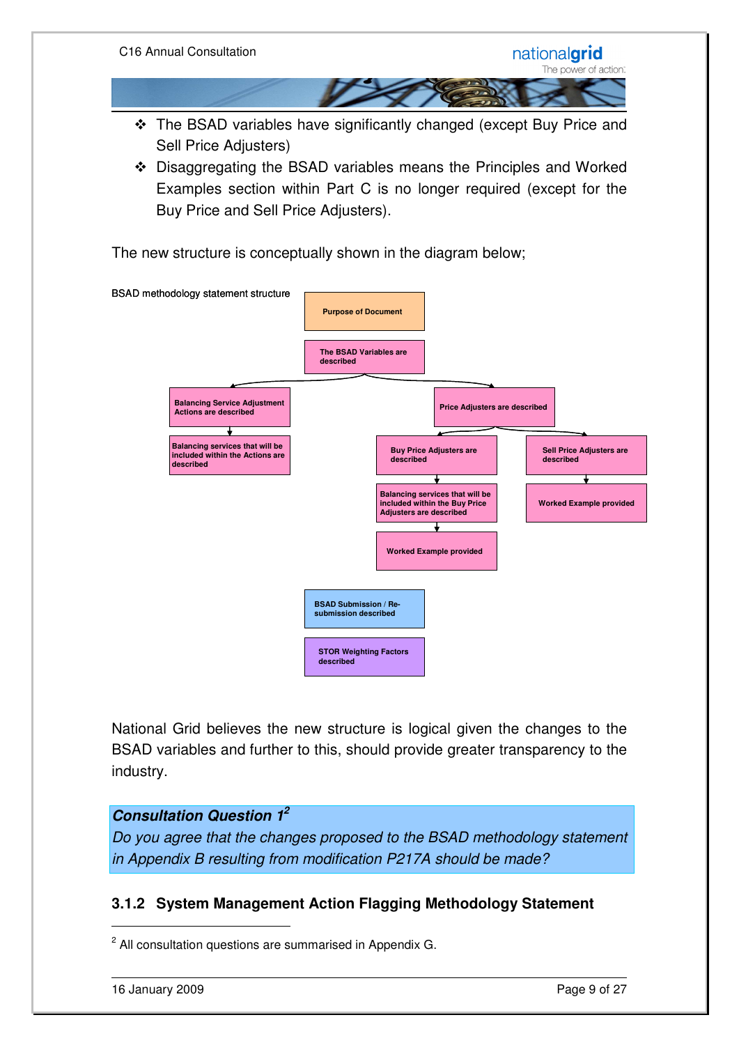- The BSAD variables have significantly changed (except Buy Price and Sell Price Adjusters)
- Disaggregating the BSAD variables means the Principles and Worked Examples section within Part C is no longer required (except for the Buy Price and Sell Price Adjusters).

The new structure is conceptually shown in the diagram below;

BSAD methodology statement structure

- Purpose of Document
- The BSAD Variables are described
  - Balancing Service Adjustment Actions are described
    - Balancing services that will be included within the Actions are described
  - Price Adjusters are described
    - Buy Price Adjusters are described
      - Balancing services that will be included within the Buy Price Adjusters are described
        - Worked Example provided
    - Sell Price Adjusters are described
      - Worked Example provided
- BSAD Submission / Re-submission described
- STOR Weighting Factors described

National Grid believes the new structure is logical given the changes to the BSAD variables and further to this, should provide greater transparency to the industry.

***Consultation Question 1*** [2]

*Do you agree that the changes proposed to the BSAD methodology statement in Appendix B resulting from modification P217A should be made?*

### 3.1.2 System Management Action Flagging Methodology Statement

[2] All consultation questions are summarised in Appendix G.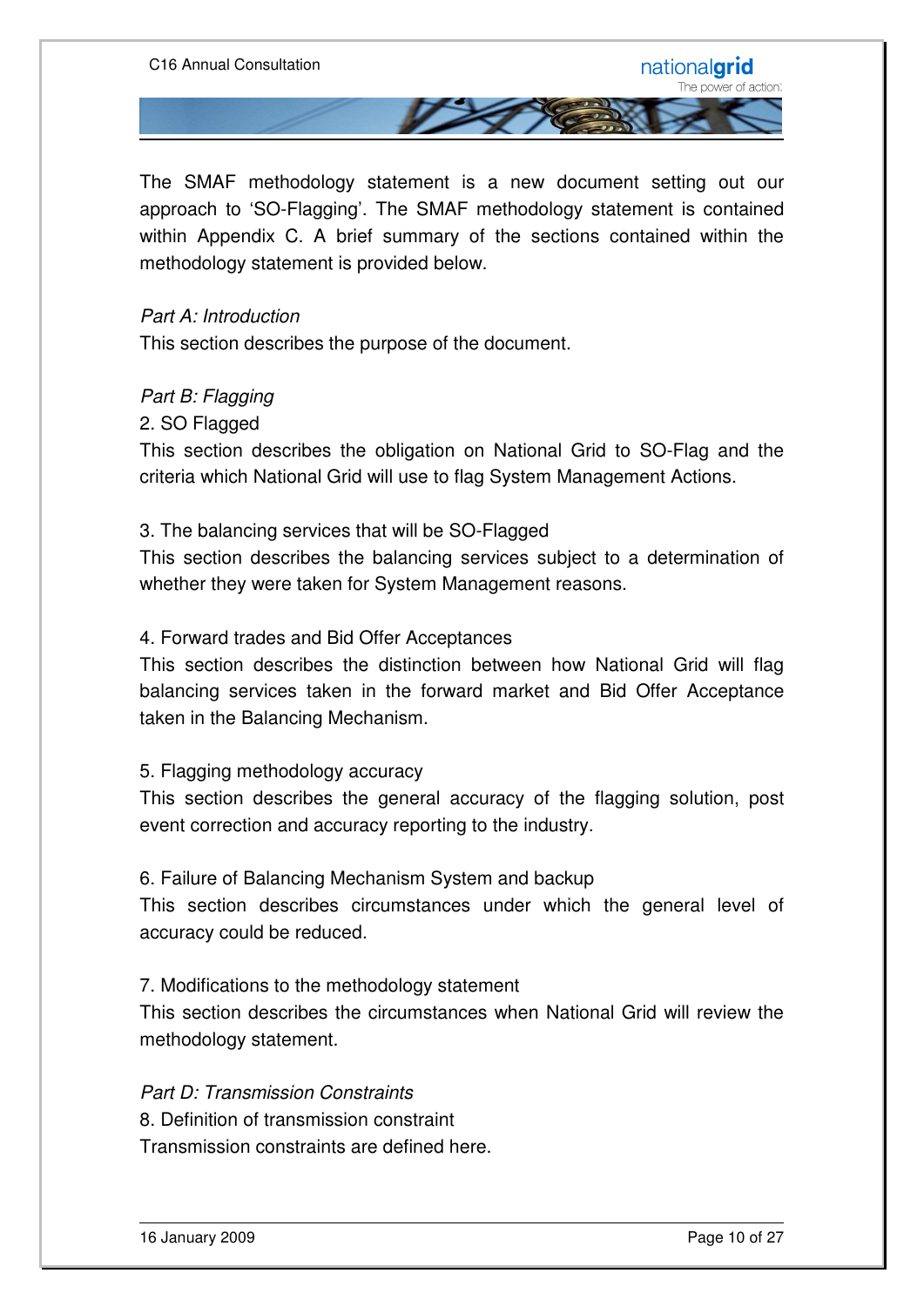The SMAF methodology statement is a new document setting out our approach to 'SO-Flagging'. The SMAF methodology statement is contained within Appendix C. A brief summary of the sections contained within the methodology statement is provided below.

*Part A: Introduction*

This section describes the purpose of the document.

*Part B: Flagging*

2. SO Flagged

This section describes the obligation on National Grid to SO-Flag and the criteria which National Grid will use to flag System Management Actions.

3. The balancing services that will be SO-Flagged

This section describes the balancing services subject to a determination of whether they were taken for System Management reasons.

4. Forward trades and Bid Offer Acceptances

This section describes the distinction between how National Grid will flag balancing services taken in the forward market and Bid Offer Acceptance taken in the Balancing Mechanism.

5. Flagging methodology accuracy

This section describes the general accuracy of the flagging solution, post event correction and accuracy reporting to the industry.

6. Failure of Balancing Mechanism System and backup

This section describes circumstances under which the general level of accuracy could be reduced.

7. Modifications to the methodology statement

This section describes the circumstances when National Grid will review the methodology statement.

*Part D: Transmission Constraints*

8. Definition of transmission constraint

Transmission constraints are defined here.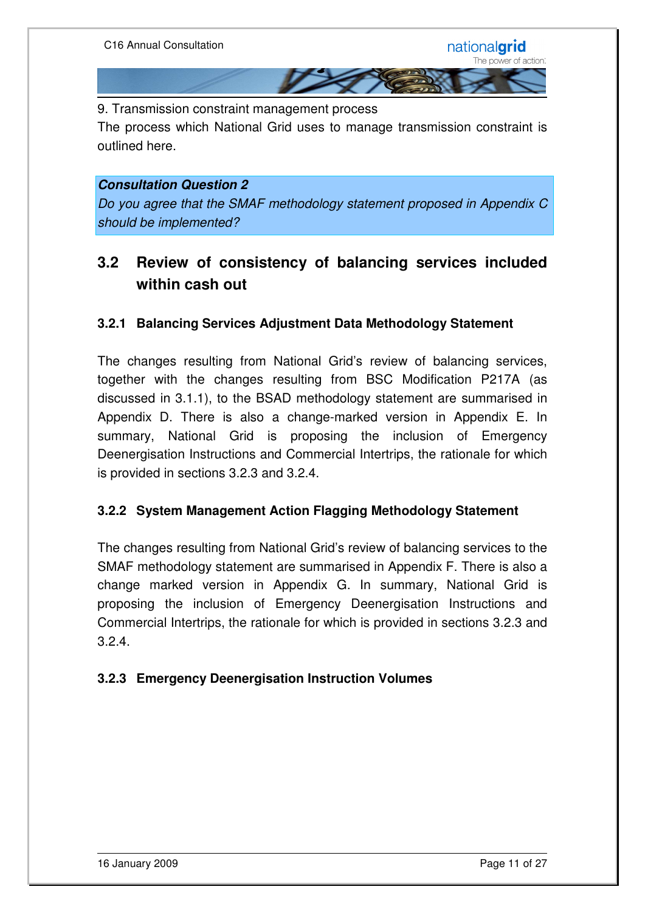9. Transmission constraint management process

The process which National Grid uses to manage transmission constraint is outlined here.

***Consultation Question 2***

*Do you agree that the SMAF methodology statement proposed in Appendix C should be implemented?*

## 3.2 Review of consistency of balancing services included within cash out

### 3.2.1 Balancing Services Adjustment Data Methodology Statement

The changes resulting from National Grid's review of balancing services, together with the changes resulting from BSC Modification P217A (as discussed in 3.1.1), to the BSAD methodology statement are summarised in Appendix D. There is also a change-marked version in Appendix E. In summary, National Grid is proposing the inclusion of Emergency Deenergisation Instructions and Commercial Intertrips, the rationale for which is provided in sections 3.2.3 and 3.2.4.

### 3.2.2 System Management Action Flagging Methodology Statement

The changes resulting from National Grid's review of balancing services to the SMAF methodology statement are summarised in Appendix F. There is also a change marked version in Appendix G. In summary, National Grid is proposing the inclusion of Emergency Deenergisation Instructions and Commercial Intertrips, the rationale for which is provided in sections 3.2.3 and 3.2.4.

### 3.2.3 Emergency Deenergisation Instruction Volumes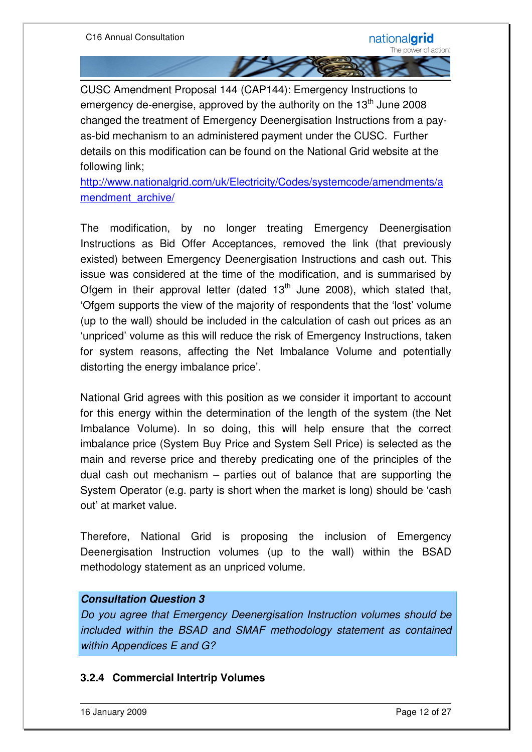CUSC Amendment Proposal 144 (CAP144): Emergency Instructions to emergency de-energise, approved by the authority on the 13th June 2008 changed the treatment of Emergency Deenergisation Instructions from a pay-as-bid mechanism to an administered payment under the CUSC. Further details on this modification can be found on the National Grid website at the following link;

http://www.nationalgrid.com/uk/Electricity/Codes/systemcode/amendments/amendment_archive/

The modification, by no longer treating Emergency Deenergisation Instructions as Bid Offer Acceptances, removed the link (that previously existed) between Emergency Deenergisation Instructions and cash out. This issue was considered at the time of the modification, and is summarised by Ofgem in their approval letter (dated 13th June 2008), which stated that, 'Ofgem supports the view of the majority of respondents that the 'lost' volume (up to the wall) should be included in the calculation of cash out prices as an 'unpriced' volume as this will reduce the risk of Emergency Instructions, taken for system reasons, affecting the Net Imbalance Volume and potentially distorting the energy imbalance price'.

National Grid agrees with this position as we consider it important to account for this energy within the determination of the length of the system (the Net Imbalance Volume). In so doing, this will help ensure that the correct imbalance price (System Buy Price and System Sell Price) is selected as the main and reverse price and thereby predicating one of the principles of the dual cash out mechanism – parties out of balance that are supporting the System Operator (e.g. party is short when the market is long) should be 'cash out' at market value.

Therefore, National Grid is proposing the inclusion of Emergency Deenergisation Instruction volumes (up to the wall) within the BSAD methodology statement as an unpriced volume.

***Consultation Question 3***

*Do you agree that Emergency Deenergisation Instruction volumes should be included within the BSAD and SMAF methodology statement as contained within Appendices E and G?*

### 3.2.4 Commercial Intertrip Volumes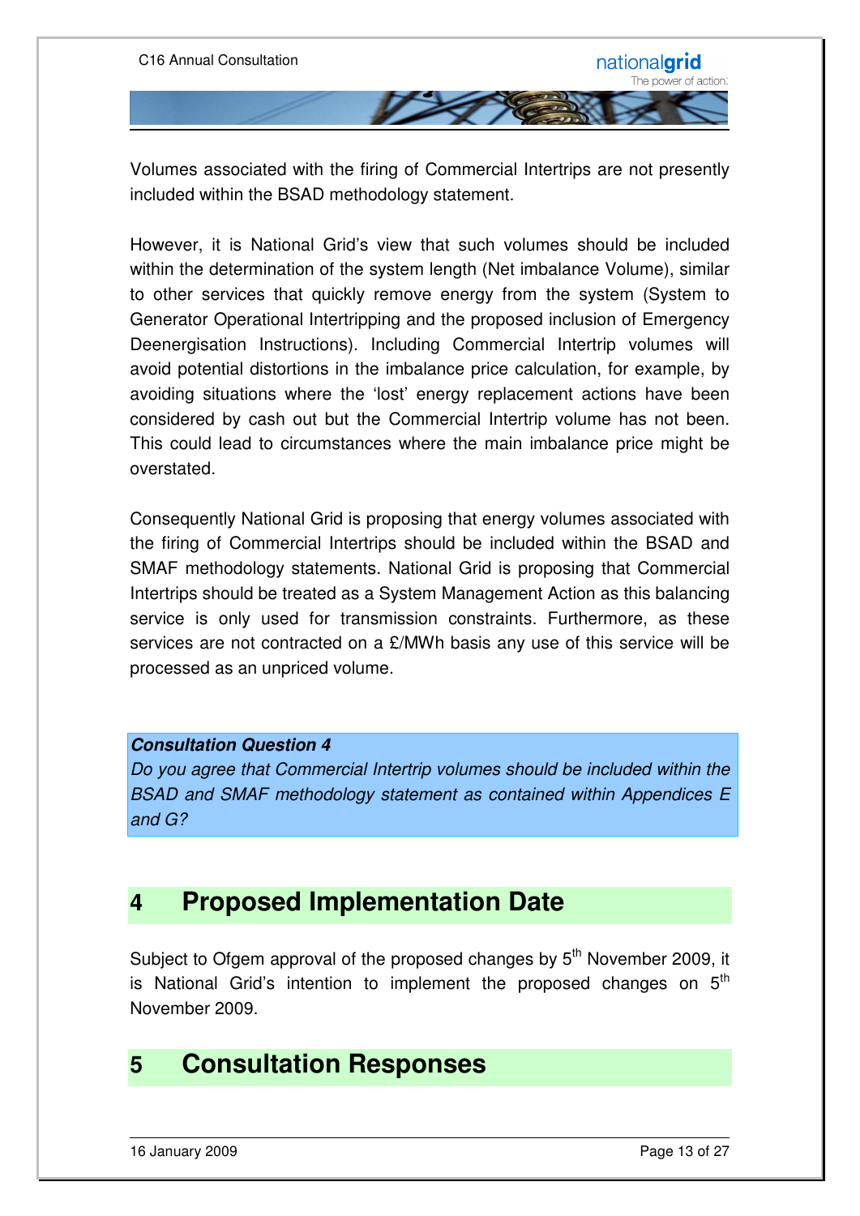Volumes associated with the firing of Commercial Intertrips are not presently included within the BSAD methodology statement.

However, it is National Grid's view that such volumes should be included within the determination of the system length (Net imbalance Volume), similar to other services that quickly remove energy from the system (System to Generator Operational Intertripping and the proposed inclusion of Emergency Deenergisation Instructions). Including Commercial Intertrip volumes will avoid potential distortions in the imbalance price calculation, for example, by avoiding situations where the 'lost' energy replacement actions have been considered by cash out but the Commercial Intertrip volume has not been. This could lead to circumstances where the main imbalance price might be overstated.

Consequently National Grid is proposing that energy volumes associated with the firing of Commercial Intertrips should be included within the BSAD and SMAF methodology statements. National Grid is proposing that Commercial Intertrips should be treated as a System Management Action as this balancing service is only used for transmission constraints. Furthermore, as these services are not contracted on a £/MWh basis any use of this service will be processed as an unpriced volume.

***Consultation Question 4***

*Do you agree that Commercial Intertrip volumes should be included within the BSAD and SMAF methodology statement as contained within Appendices E and G?*

## 4 Proposed Implementation Date

Subject to Ofgem approval of the proposed changes by 5th November 2009, it is National Grid's intention to implement the proposed changes on 5th November 2009.

## 5 Consultation Responses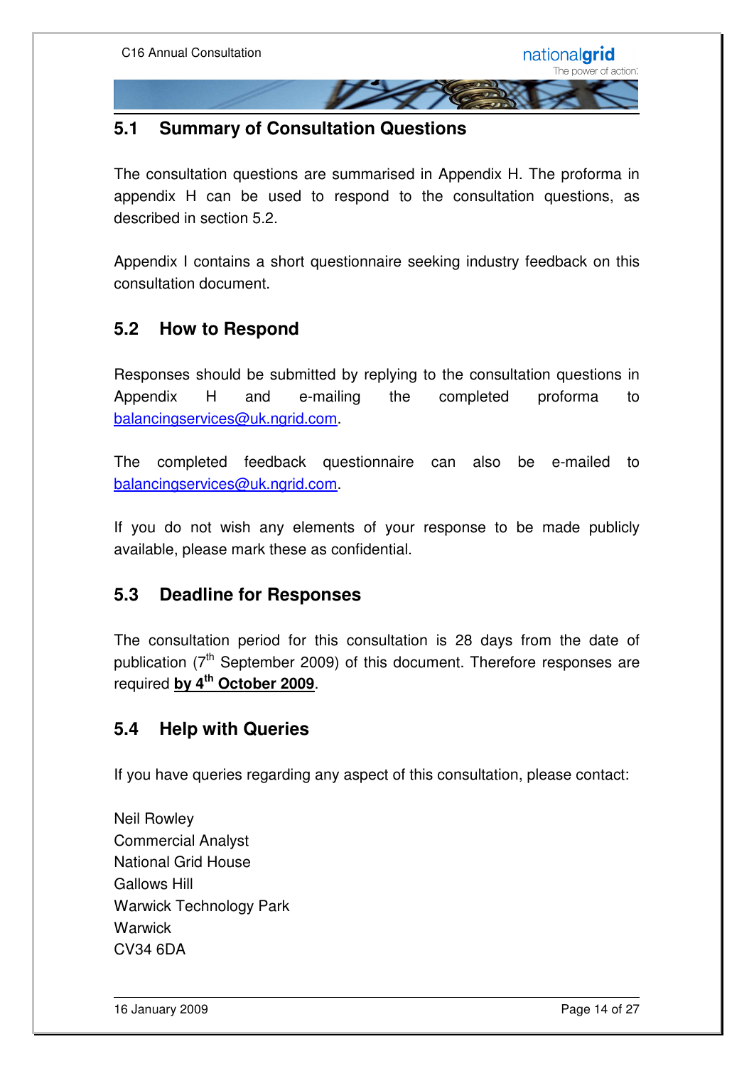## 5.1 Summary of Consultation Questions

The consultation questions are summarised in Appendix H. The proforma in appendix H can be used to respond to the consultation questions, as described in section 5.2.

Appendix I contains a short questionnaire seeking industry feedback on this consultation document.

## 5.2 How to Respond

Responses should be submitted by replying to the consultation questions in Appendix H and e-mailing the completed proforma to balancingservices@uk.ngrid.com.

The completed feedback questionnaire can also be e-mailed to balancingservices@uk.ngrid.com.

If you do not wish any elements of your response to be made publicly available, please mark these as confidential.

## 5.3 Deadline for Responses

The consultation period for this consultation is 28 days from the date of publication (7th September 2009) of this document. Therefore responses are required **by 4th October 2009**.

## 5.4 Help with Queries

If you have queries regarding any aspect of this consultation, please contact:

Neil Rowley
Commercial Analyst
National Grid House
Gallows Hill
Warwick Technology Park
Warwick
CV34 6DA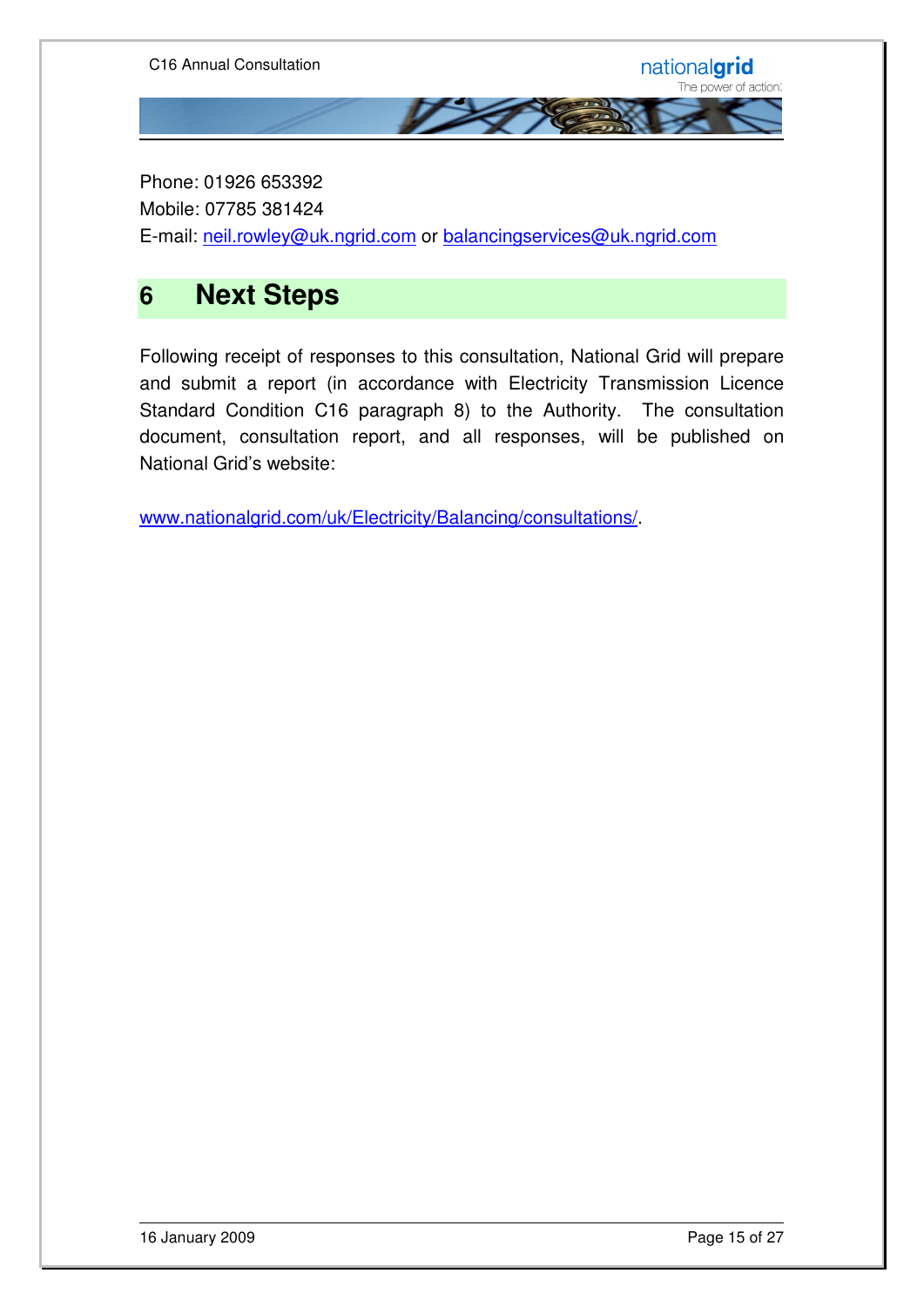Phone: 01926 653392  
Mobile: 07785 381424  
E-mail: [neil.rowley@uk.ngrid.com](mailto:neil.rowley@uk.ngrid.com) or [balancingservices@uk.ngrid.com](mailto:balancingservices@uk.ngrid.com)

# 6 Next Steps

Following receipt of responses to this consultation, National Grid will prepare and submit a report (in accordance with Electricity Transmission Licence Standard Condition C16 paragraph 8) to the Authority. The consultation document, consultation report, and all responses, will be published on National Grid's website:

[www.nationalgrid.com/uk/Electricity/Balancing/consultations/](http://www.nationalgrid.com/uk/Electricity/Balancing/consultations/).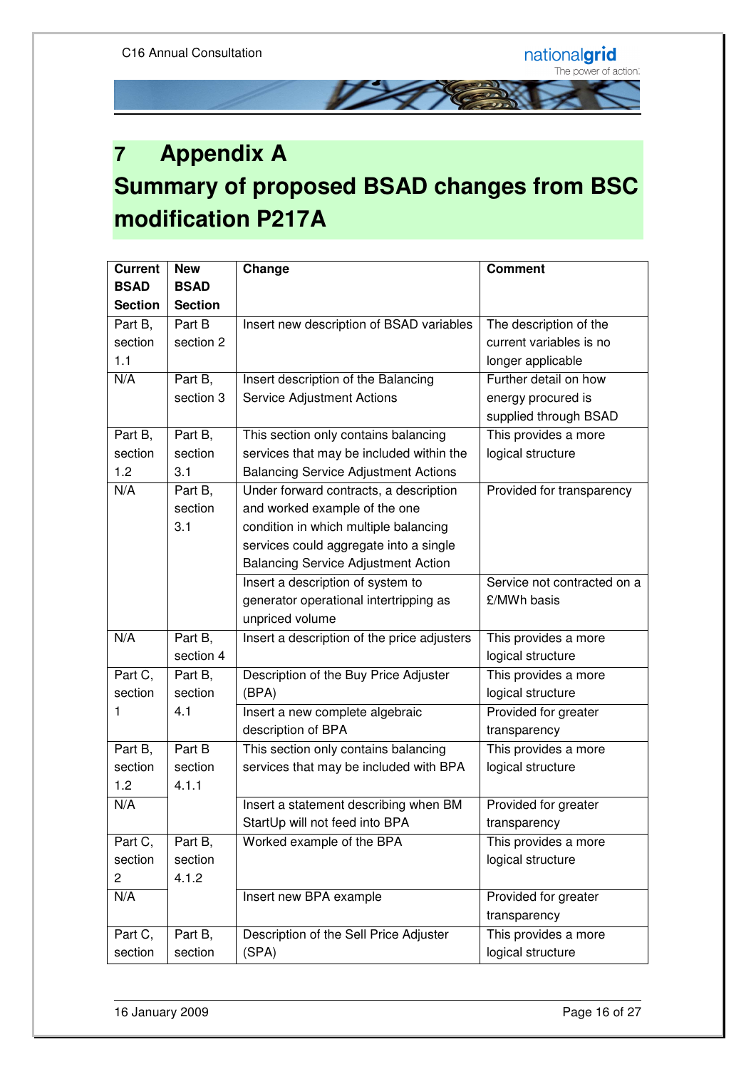# 7 Appendix A

# Summary of proposed BSAD changes from BSC modification P217A

| Current BSAD Section | New BSAD Section | Change | Comment |
|---|---|---|---|
| Part B, section 1.1 | Part B section 2 | Insert new description of BSAD variables | The description of the current variables is no longer applicable |
| N/A | Part B, section 3 | Insert description of the Balancing Service Adjustment Actions | Further detail on how energy procured is supplied through BSAD |
| Part B, section 1.2 | Part B, section 3.1 | This section only contains balancing services that may be included within the Balancing Service Adjustment Actions | This provides a more logical structure |
| N/A | Part B, section 3.1 | Under forward contracts, a description and worked example of the one condition in which multiple balancing services could aggregate into a single Balancing Service Adjustment Action | Provided for transparency |
| | | Insert a description of system to generator operational intertripping as unpriced volume | Service not contracted on a £/MWh basis |
| N/A | Part B, section 4 | Insert a description of the price adjusters | This provides a more logical structure |
| Part C, section 1 | Part B, section 4.1 | Description of the Buy Price Adjuster (BPA) | This provides a more logical structure |
| | | Insert a new complete algebraic description of BPA | Provided for greater transparency |
| Part B, section 1.2 | Part B section 4.1.1 | This section only contains balancing services that may be included with BPA | This provides a more logical structure |
| N/A | | Insert a statement describing when BM StartUp will not feed into BPA | Provided for greater transparency |
| Part C, section 2 | Part B, section 4.1.2 | Worked example of the BPA | This provides a more logical structure |
| N/A | | Insert new BPA example | Provided for greater transparency |
| Part C, section | Part B, section | Description of the Sell Price Adjuster (SPA) | This provides a more logical structure |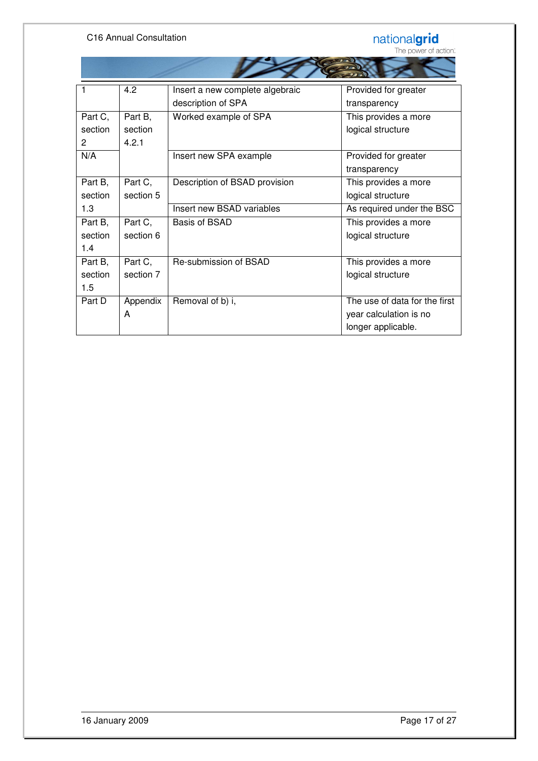| 1 | 4.2 | Insert a new complete algebraic description of SPA | Provided for greater transparency |
|---|---|---|---|
| Part C, section 2 | Part B, section 4.2.1 | Worked example of SPA | This provides a more logical structure |
| N/A | | Insert new SPA example | Provided for greater transparency |
| Part B, section 1.3 | Part C, section 5 | Description of BSAD provision | This provides a more logical structure |
| | | Insert new BSAD variables | As required under the BSC |
| Part B, section 1.4 | Part C, section 6 | Basis of BSAD | This provides a more logical structure |
| Part B, section 1.5 | Part C, section 7 | Re-submission of BSAD | This provides a more logical structure |
| Part D | Appendix A | Removal of b) i, | The use of data for the first year calculation is no longer applicable. |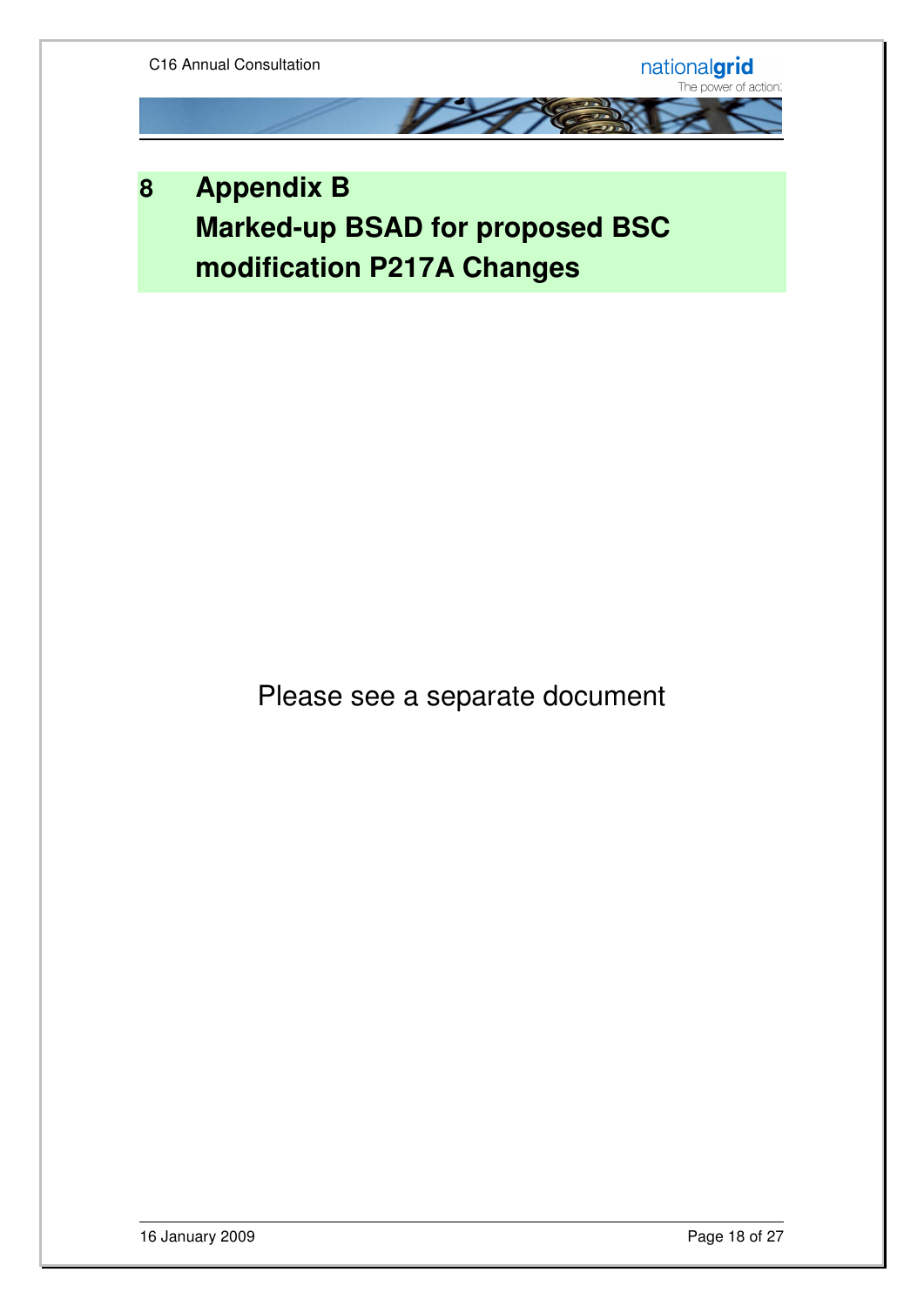# 8 Appendix B Marked-up BSAD for proposed BSC modification P217A Changes

Please see a separate document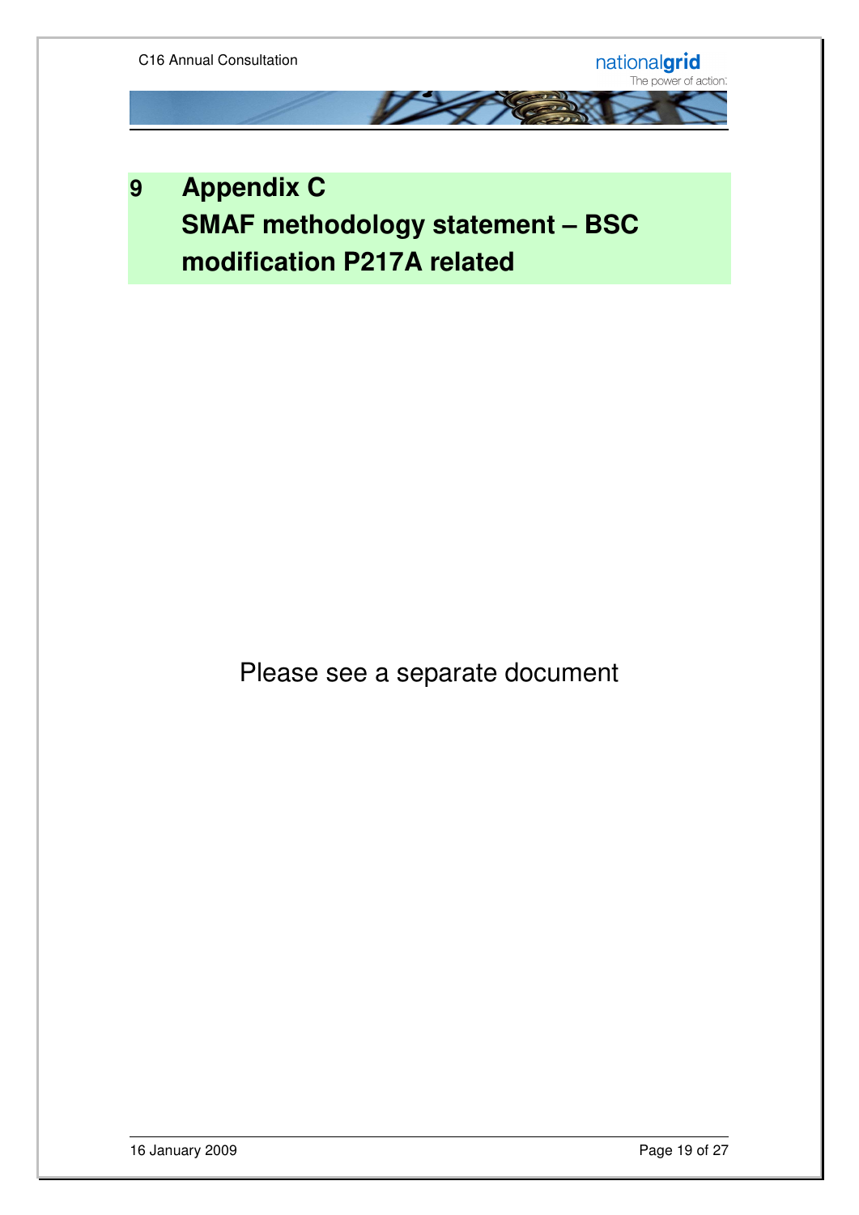# 9 Appendix C SMAF methodology statement – BSC modification P217A related

Please see a separate document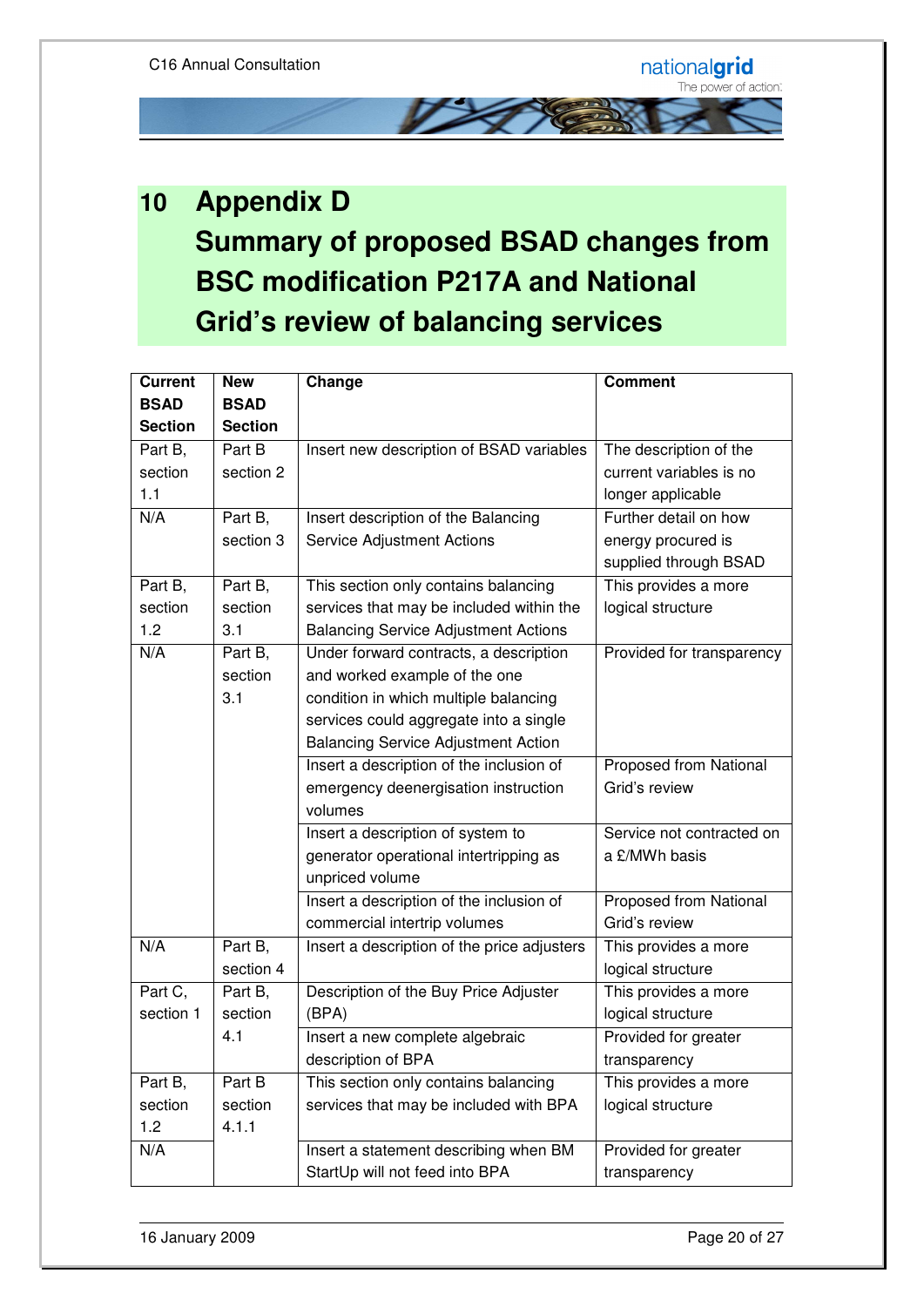# 10 Appendix D Summary of proposed BSAD changes from BSC modification P217A and National Grid's review of balancing services

| Current BSAD Section | New BSAD Section | Change | Comment |
|---|---|---|---|
| Part B, section 1.1 | Part B section 2 | Insert new description of BSAD variables | The description of the current variables is no longer applicable |
| N/A | Part B, section 3 | Insert description of the Balancing Service Adjustment Actions | Further detail on how energy procured is supplied through BSAD |
| Part B, section 1.2 | Part B, section 3.1 | This section only contains balancing services that may be included within the Balancing Service Adjustment Actions | This provides a more logical structure |
| N/A | Part B, section 3.1 | Under forward contracts, a description and worked example of the one condition in which multiple balancing services could aggregate into a single Balancing Service Adjustment Action | Provided for transparency |
| | | Insert a description of the inclusion of emergency deenergisation instruction volumes | Proposed from National Grid's review |
| | | Insert a description of system to generator operational intertripping as unpriced volume | Service not contracted on a £/MWh basis |
| | | Insert a description of the inclusion of commercial intertrip volumes | Proposed from National Grid's review |
| N/A | Part B, section 4 | Insert a description of the price adjusters | This provides a more logical structure |
| Part C, section 1 | Part B, section 4.1 | Description of the Buy Price Adjuster (BPA) | This provides a more logical structure |
| | | Insert a new complete algebraic description of BPA | Provided for greater transparency |
| Part B, section 1.2 | Part B section 4.1.1 | This section only contains balancing services that may be included with BPA | This provides a more logical structure |
| N/A | | Insert a statement describing when BM StartUp will not feed into BPA | Provided for greater transparency |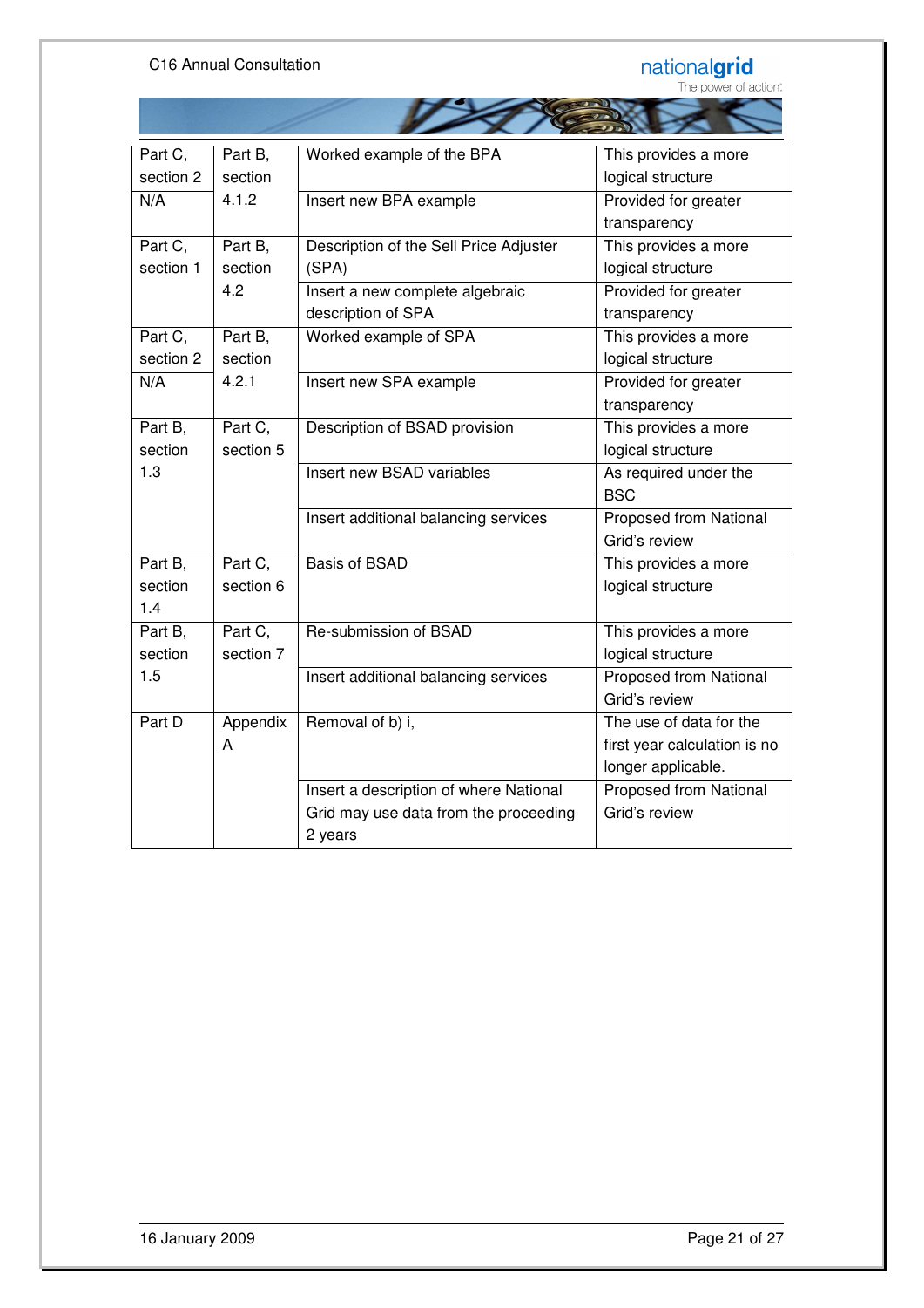| | | | |
|---|---|---|---|
| Part C, section 2 | Part B, section 4.1.2 | Worked example of the BPA | This provides a more logical structure |
| N/A | | Insert new BPA example | Provided for greater transparency |
| Part C, section 1 | Part B, section 4.2 | Description of the Sell Price Adjuster (SPA) | This provides a more logical structure |
| | | Insert a new complete algebraic description of SPA | Provided for greater transparency |
| Part C, section 2 | Part B, section 4.2.1 | Worked example of SPA | This provides a more logical structure |
| N/A | | Insert new SPA example | Provided for greater transparency |
| Part B, section 1.3 | Part C, section 5 | Description of BSAD provision | This provides a more logical structure |
| | | Insert new BSAD variables | As required under the BSC |
| | | Insert additional balancing services | Proposed from National Grid's review |
| Part B, section 1.4 | Part C, section 6 | Basis of BSAD | This provides a more logical structure |
| Part B, section 1.5 | Part C, section 7 | Re-submission of BSAD | This provides a more logical structure |
| | | Insert additional balancing services | Proposed from National Grid's review |
| Part D | Appendix A | Removal of b) i, | The use of data for the first year calculation is no longer applicable. |
| | | Insert a description of where National Grid may use data from the proceeding 2 years | Proposed from National Grid's review |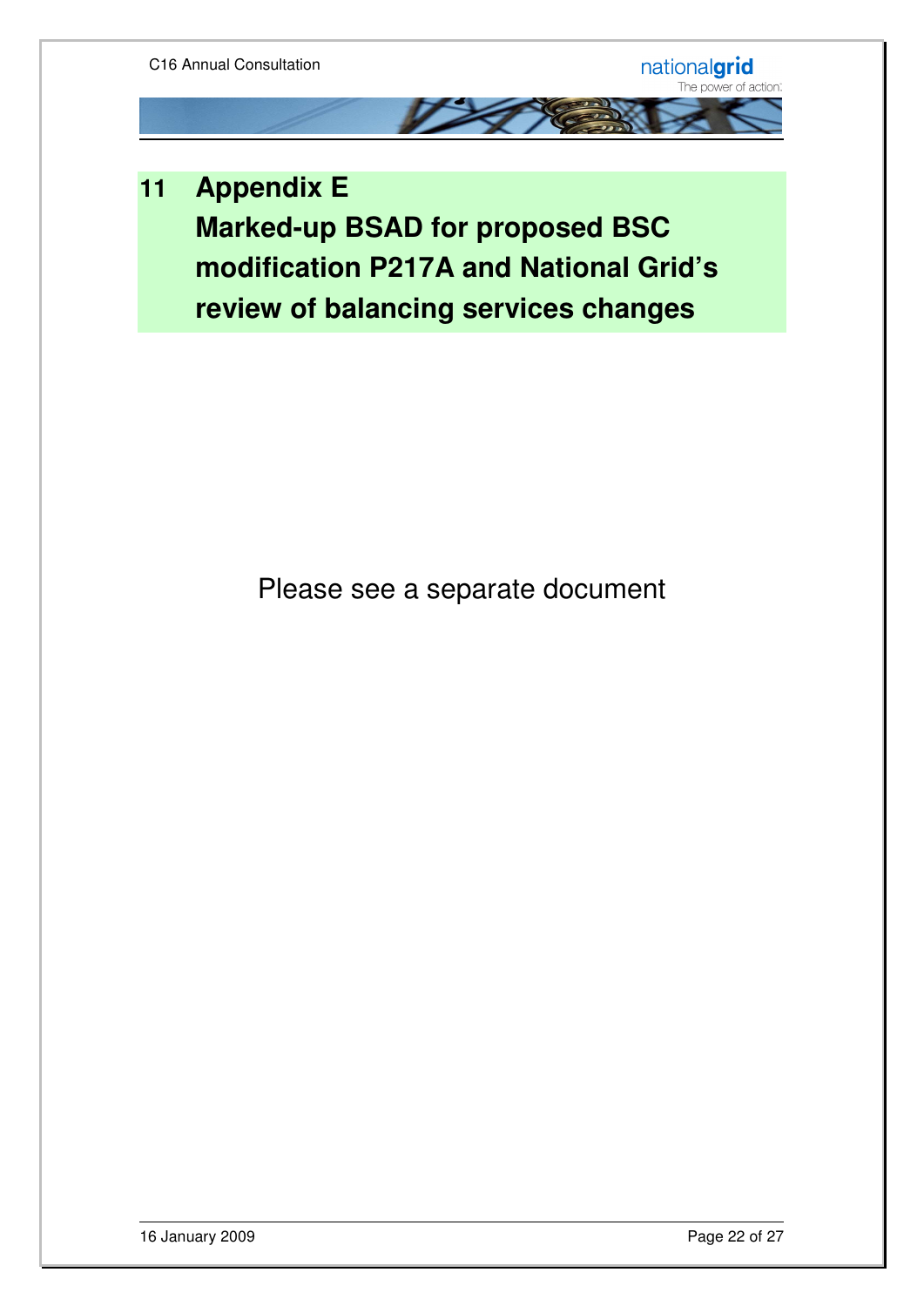# 11 Appendix E Marked-up BSAD for proposed BSC modification P217A and National Grid's review of balancing services changes

Please see a separate document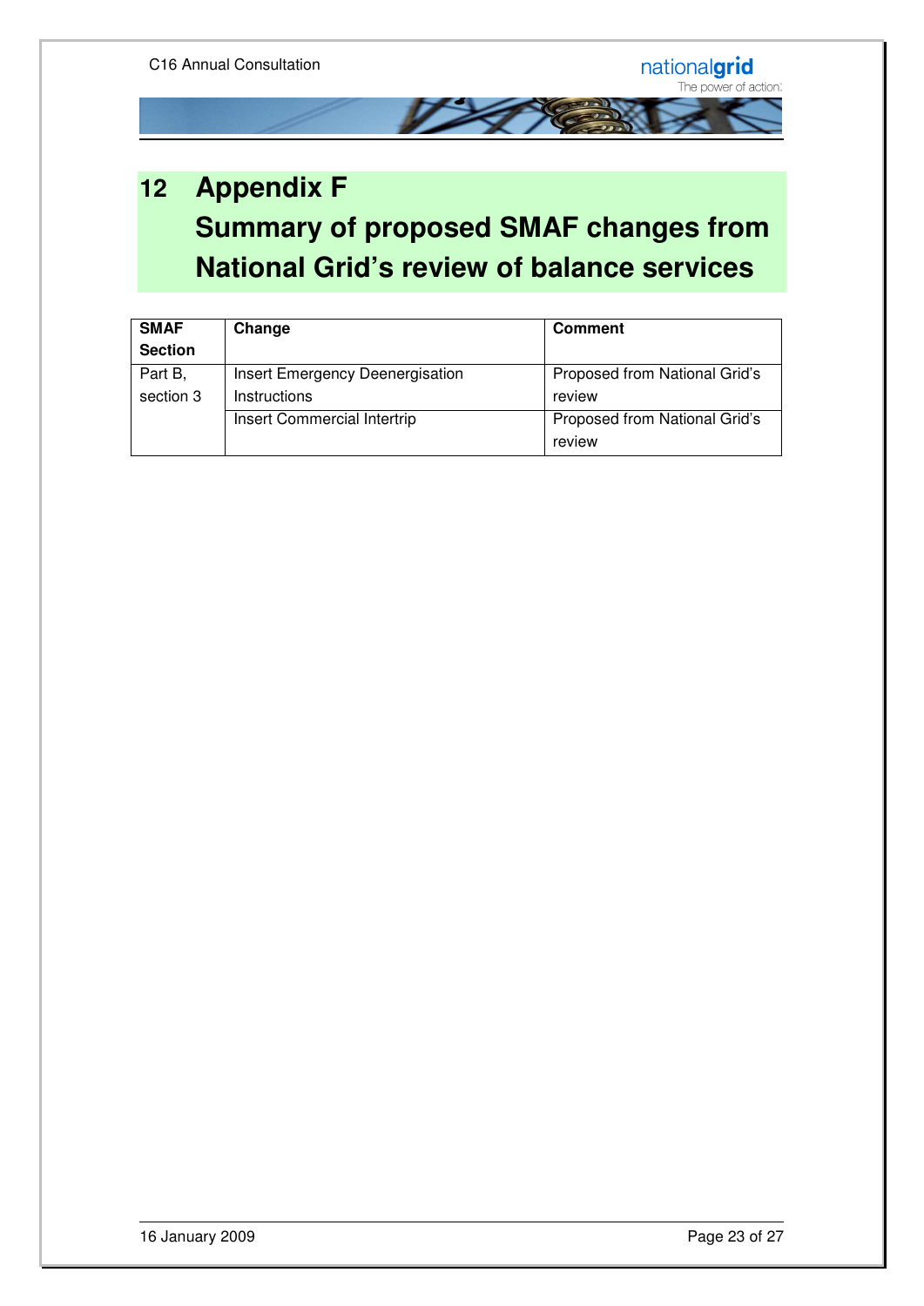# 12 Appendix F
# Summary of proposed SMAF changes from National Grid's review of balance services

| SMAF Section | Change | Comment |
|---|---|---|
| Part B, section 3 | Insert Emergency Deenergisation Instructions | Proposed from National Grid's review |
| | Insert Commercial Intertrip | Proposed from National Grid's review |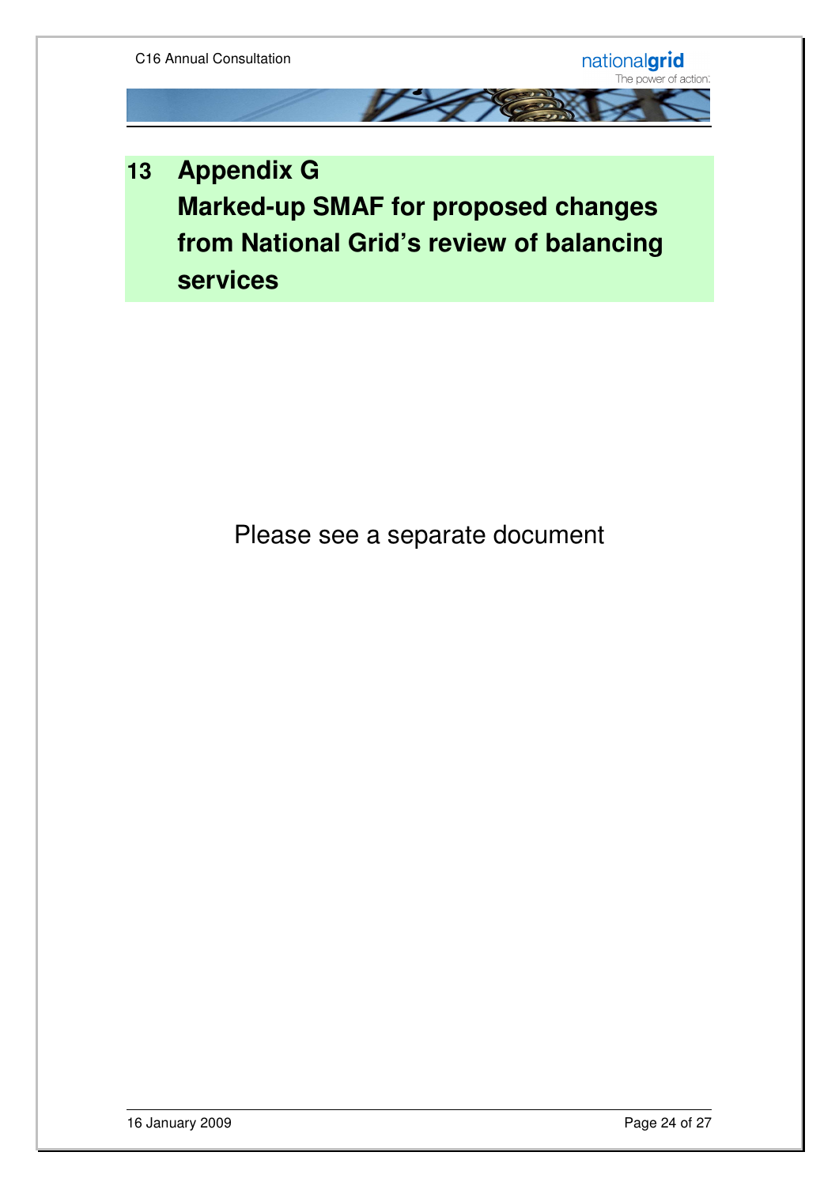# 13 Appendix G Marked-up SMAF for proposed changes from National Grid's review of balancing services

Please see a separate document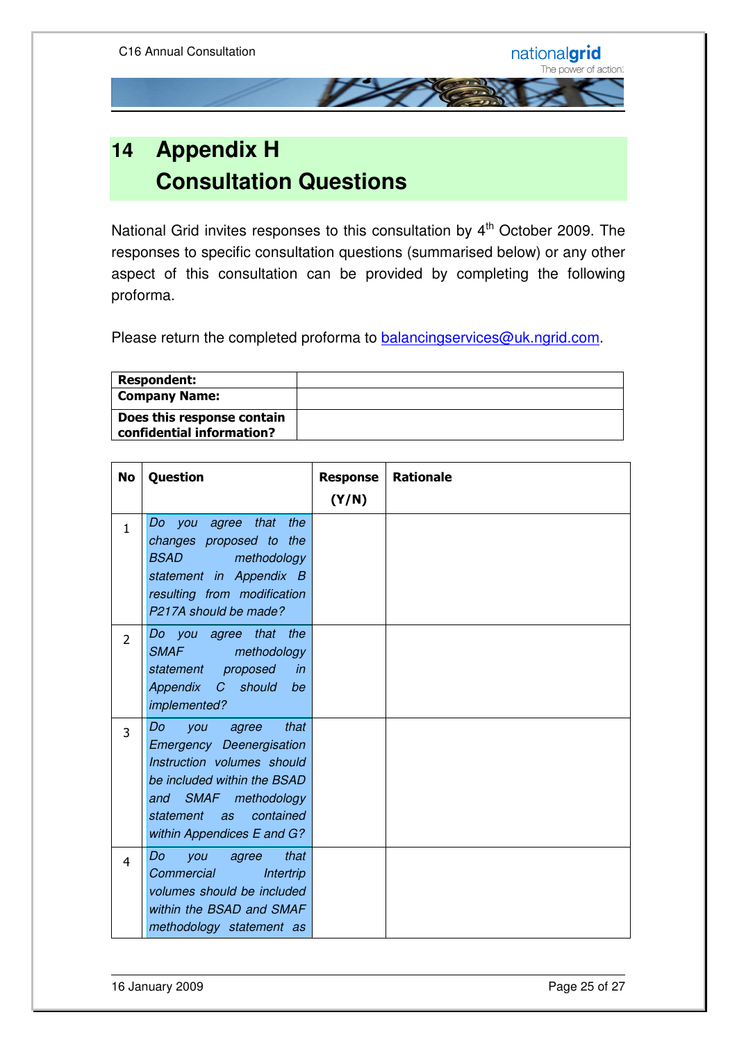# 14 Appendix H Consultation Questions

National Grid invites responses to this consultation by 4th October 2009. The responses to specific consultation questions (summarised below) or any other aspect of this consultation can be provided by completing the following proforma.

Please return the completed proforma to balancingservices@uk.ngrid.com.

| **Respondent:** | |
|---|---|
| **Company Name:** | |
| **Does this response contain confidential information?** | |

| No | Question | Response (Y/N) | Rationale |
|---|---|---|---|
| 1 | *Do you agree that the changes proposed to the BSAD methodology statement in Appendix B resulting from modification P217A should be made?* | | |
| 2 | *Do you agree that the SMAF methodology statement proposed in Appendix C should be implemented?* | | |
| 3 | *Do you agree that Emergency Deenergisation Instruction volumes should be included within the BSAD and SMAF methodology statement as contained within Appendices E and G?* | | |
| 4 | *Do you agree that Commercial Intertrip volumes should be included within the BSAD and SMAF methodology statement as* | | |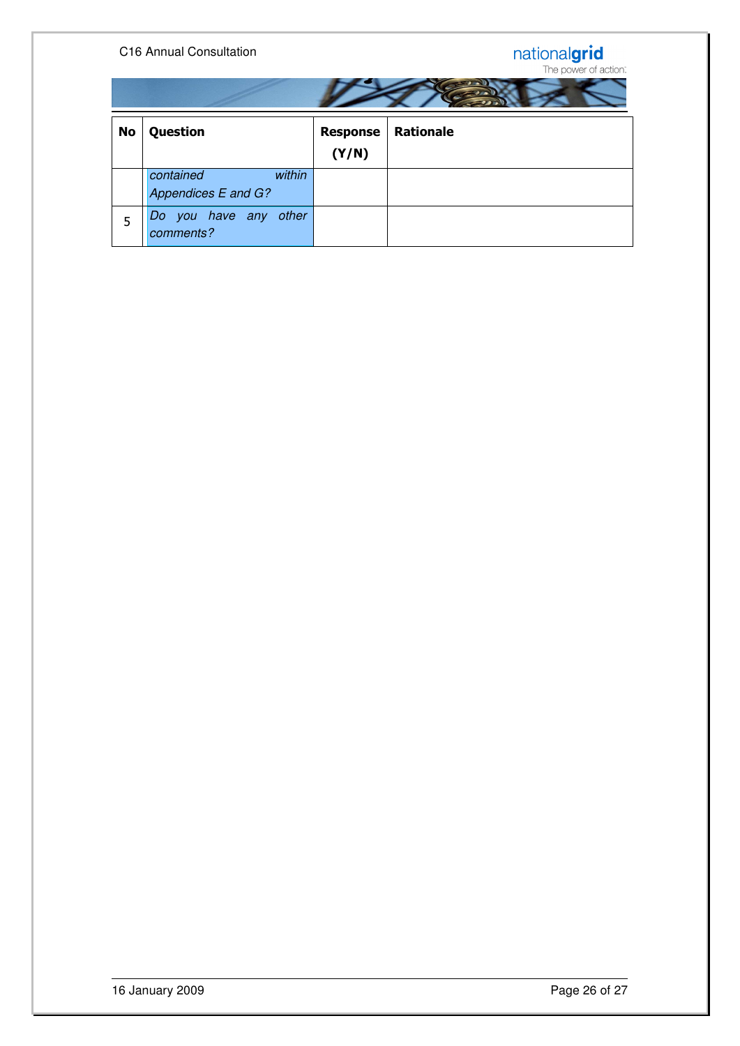| No | Question | Response (Y/N) | Rationale |
|---|---|---|---|
| | *contained within Appendices E and G?* | | |
| 5 | *Do you have any other comments?* | | |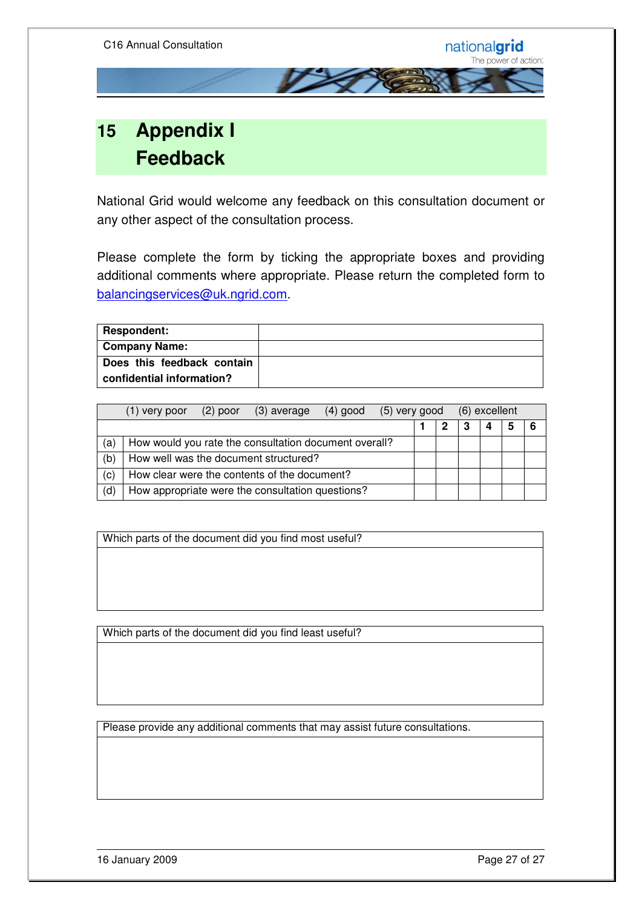# 15 Appendix I Feedback

National Grid would welcome any feedback on this consultation document or any other aspect of the consultation process.

Please complete the form by ticking the appropriate boxes and providing additional comments where appropriate. Please return the completed form to balancingservices@uk.ngrid.com.

| | |
|---|---|
| **Respondent:** | |
| **Company Name:** | |
| **Does this feedback contain confidential information?** | |

| (1) very poor (2) poor (3) average (4) good (5) very good (6) excellent | | | | | | | |
|---|---|---|---|---|---|---|---|
| | | **1** | **2** | **3** | **4** | **5** | **6** |
| (a) | How would you rate the consultation document overall? | | | | | | |
| (b) | How well was the document structured? | | | | | | |
| (c) | How clear were the contents of the document? | | | | | | |
| (d) | How appropriate were the consultation questions? | | | | | | |

| Which parts of the document did you find most useful? |
|---|
| |

| Which parts of the document did you find least useful? |
|---|
| |

| Please provide any additional comments that may assist future consultations. |
|---|
| |